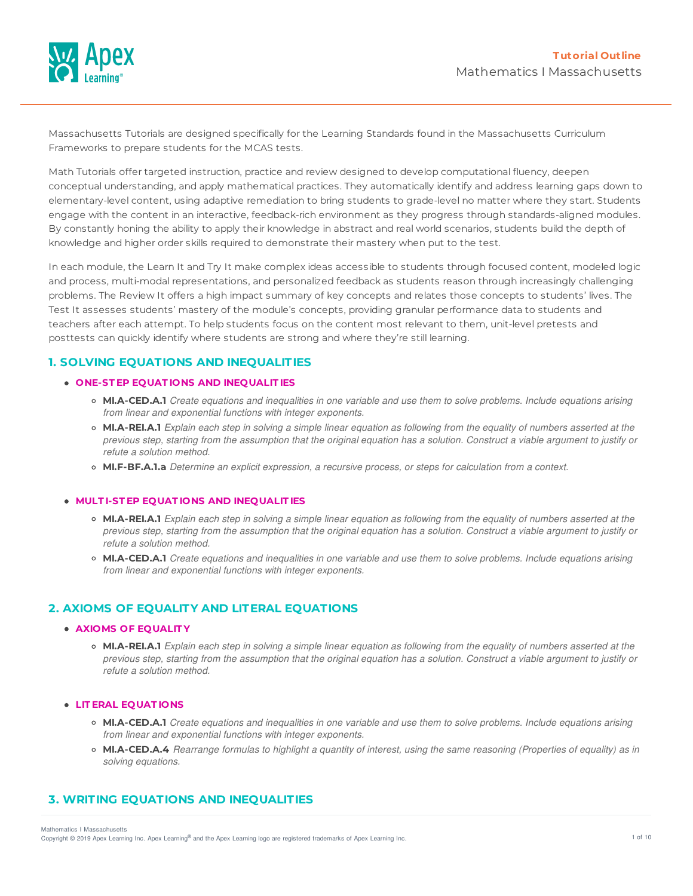**Tutorial Outline**

Mathematics I Massachusetts

Massachusetts Tutorials are designed specifically for the Learning Standards found in the Massachusetts Curriculum Frameworks to prepare students for the MCAS tests.

Math Tutorials offer targeted instruction, practice and review designed to develop computational fluency, deepen conceptual understanding, and apply mathematical practices. They automatically identify and address learning gaps down to elementary-level content, using adaptive remediation to bring students to grade-level no matter where they start. Students engage with the content in an interactive, feedback-rich environment as they progress through standards-aligned modules. By constantly honing the ability to apply their knowledge in abstract and real world scenarios, students build the depth of knowledge and higher order skills required to demonstrate their mastery when put to the test.

In each module, the Learn It and Try It make complex ideas accessible to students through focused content, modeled logic and process, multi-modal representations, and personalized feedback as students reason through increasingly challenging problems. The Review It offers a high impact summary of key concepts and relates those concepts to students' lives. The Test It assesses students' mastery of the module's concepts, providing granular performance data to students and teachers after each attempt. To help students focus on the content most relevant to them, unit-level pretests and posttests can quickly identify where students are strong and where they're still learning.

## 1. SOLVING EQUATIONS AND INEQUALITIES

- **ONE-STEP EQUATIONS AND INEQUALITIES**
  - **MI.A-CED.A.1** *Create equations and inequalities in one variable and use them to solve problems. Include equations arising from linear and exponential functions with integer exponents.*
  - **MI.A-REI.A.1** *Explain each step in solving a simple linear equation as following from the equality of numbers asserted at the previous step, starting from the assumption that the original equation has a solution. Construct a viable argument to justify or refute a solution method.*
  - **MI.F-BF.A.1.a** *Determine an explicit expression, a recursive process, or steps for calculation from a context.*

- **MULTI-STEP EQUATIONS AND INEQUALITIES**
  - **MI.A-REI.A.1** *Explain each step in solving a simple linear equation as following from the equality of numbers asserted at the previous step, starting from the assumption that the original equation has a solution. Construct a viable argument to justify or refute a solution method.*
  - **MI.A-CED.A.1** *Create equations and inequalities in one variable and use them to solve problems. Include equations arising from linear and exponential functions with integer exponents.*

## 2. AXIOMS OF EQUALITY AND LITERAL EQUATIONS

- **AXIOMS OF EQUALITY**
  - **MI.A-REI.A.1** *Explain each step in solving a simple linear equation as following from the equality of numbers asserted at the previous step, starting from the assumption that the original equation has a solution. Construct a viable argument to justify or refute a solution method.*

- **LITERAL EQUATIONS**
  - **MI.A-CED.A.1** *Create equations and inequalities in one variable and use them to solve problems. Include equations arising from linear and exponential functions with integer exponents.*
  - **MI.A-CED.A.4** *Rearrange formulas to highlight a quantity of interest, using the same reasoning (Properties of equality) as in solving equations.*

## 3. WRITING EQUATIONS AND INEQUALITIES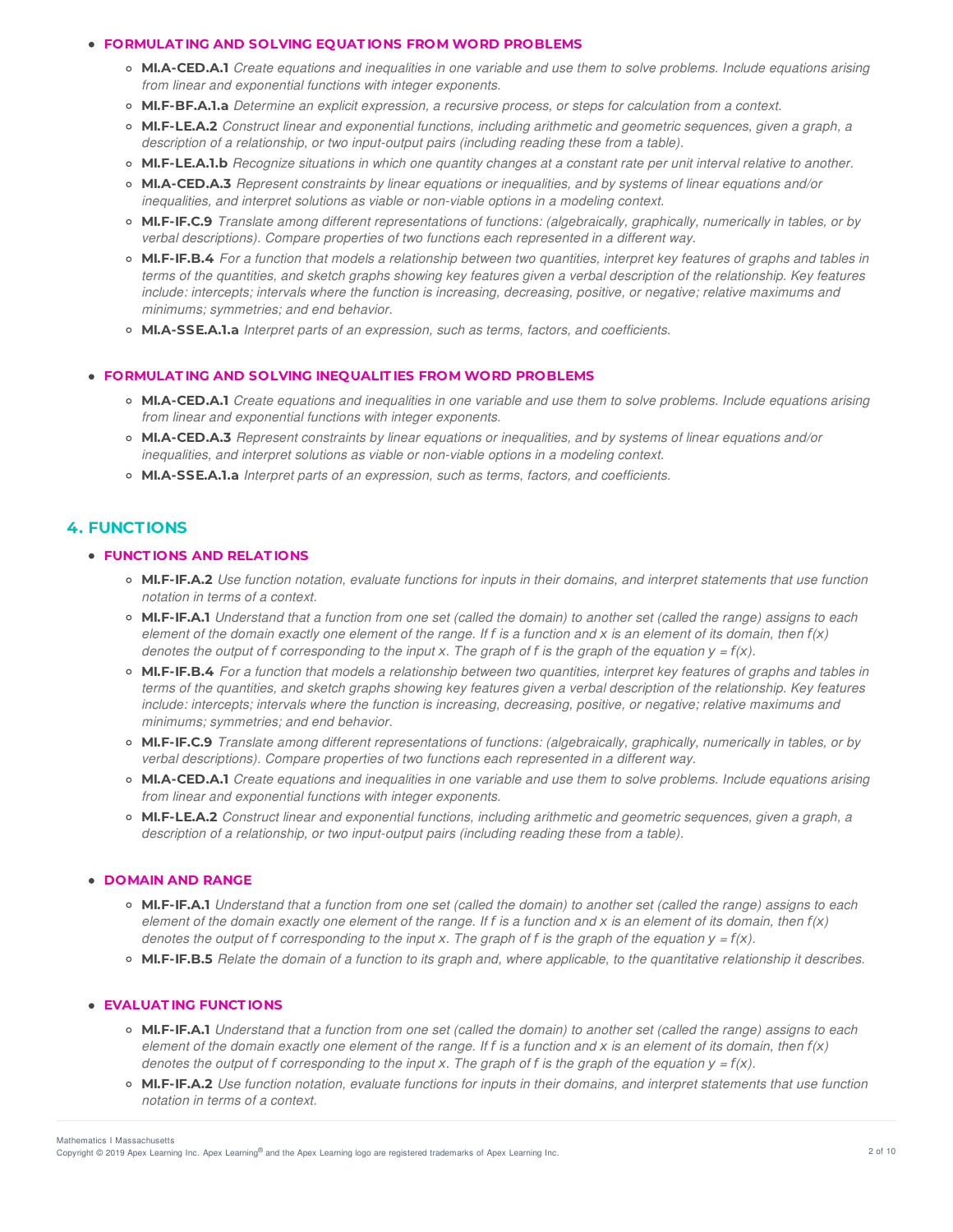- **FORMULATING AND SOLVING EQUATIONS FROM WORD PROBLEMS**
  - **MI.A-CED.A.1** *Create equations and inequalities in one variable and use them to solve problems. Include equations arising from linear and exponential functions with integer exponents.*
  - **MI.F-BF.A.1.a** *Determine an explicit expression, a recursive process, or steps for calculation from a context.*
  - **MI.F-LE.A.2** *Construct linear and exponential functions, including arithmetic and geometric sequences, given a graph, a description of a relationship, or two input-output pairs (including reading these from a table).*
  - **MI.F-LE.A.1.b** *Recognize situations in which one quantity changes at a constant rate per unit interval relative to another.*
  - **MI.A-CED.A.3** *Represent constraints by linear equations or inequalities, and by systems of linear equations and/or inequalities, and interpret solutions as viable or non-viable options in a modeling context.*
  - **MI.F-IF.C.9** *Translate among different representations of functions: (algebraically, graphically, numerically in tables, or by verbal descriptions). Compare properties of two functions each represented in a different way.*
  - **MI.F-IF.B.4** *For a function that models a relationship between two quantities, interpret key features of graphs and tables in terms of the quantities, and sketch graphs showing key features given a verbal description of the relationship. Key features include: intercepts; intervals where the function is increasing, decreasing, positive, or negative; relative maximums and minimums; symmetries; and end behavior.*
  - **MI.A-SSE.A.1.a** *Interpret parts of an expression, such as terms, factors, and coefficients.*

- **FORMULATING AND SOLVING INEQUALITIES FROM WORD PROBLEMS**
  - **MI.A-CED.A.1** *Create equations and inequalities in one variable and use them to solve problems. Include equations arising from linear and exponential functions with integer exponents.*
  - **MI.A-CED.A.3** *Represent constraints by linear equations or inequalities, and by systems of linear equations and/or inequalities, and interpret solutions as viable or non-viable options in a modeling context.*
  - **MI.A-SSE.A.1.a** *Interpret parts of an expression, such as terms, factors, and coefficients.*

## 4. FUNCTIONS

- **FUNCTIONS AND RELATIONS**
  - **MI.F-IF.A.2** *Use function notation, evaluate functions for inputs in their domains, and interpret statements that use function notation in terms of a context.*
  - **MI.F-IF.A.1** *Understand that a function from one set (called the domain) to another set (called the range) assigns to each element of the domain exactly one element of the range. If f is a function and x is an element of its domain, then f(x) denotes the output of f corresponding to the input x. The graph of f is the graph of the equation y = f(x).*
  - **MI.F-IF.B.4** *For a function that models a relationship between two quantities, interpret key features of graphs and tables in terms of the quantities, and sketch graphs showing key features given a verbal description of the relationship. Key features include: intercepts; intervals where the function is increasing, decreasing, positive, or negative; relative maximums and minimums; symmetries; and end behavior.*
  - **MI.F-IF.C.9** *Translate among different representations of functions: (algebraically, graphically, numerically in tables, or by verbal descriptions). Compare properties of two functions each represented in a different way.*
  - **MI.A-CED.A.1** *Create equations and inequalities in one variable and use them to solve problems. Include equations arising from linear and exponential functions with integer exponents.*
  - **MI.F-LE.A.2** *Construct linear and exponential functions, including arithmetic and geometric sequences, given a graph, a description of a relationship, or two input-output pairs (including reading these from a table).*

- **DOMAIN AND RANGE**
  - **MI.F-IF.A.1** *Understand that a function from one set (called the domain) to another set (called the range) assigns to each element of the domain exactly one element of the range. If f is a function and x is an element of its domain, then f(x) denotes the output of f corresponding to the input x. The graph of f is the graph of the equation y = f(x).*
  - **MI.F-IF.B.5** *Relate the domain of a function to its graph and, where applicable, to the quantitative relationship it describes.*

- **EVALUATING FUNCTIONS**
  - **MI.F-IF.A.1** *Understand that a function from one set (called the domain) to another set (called the range) assigns to each element of the domain exactly one element of the range. If f is a function and x is an element of its domain, then f(x) denotes the output of f corresponding to the input x. The graph of f is the graph of the equation y = f(x).*
  - **MI.F-IF.A.2** *Use function notation, evaluate functions for inputs in their domains, and interpret statements that use function notation in terms of a context.*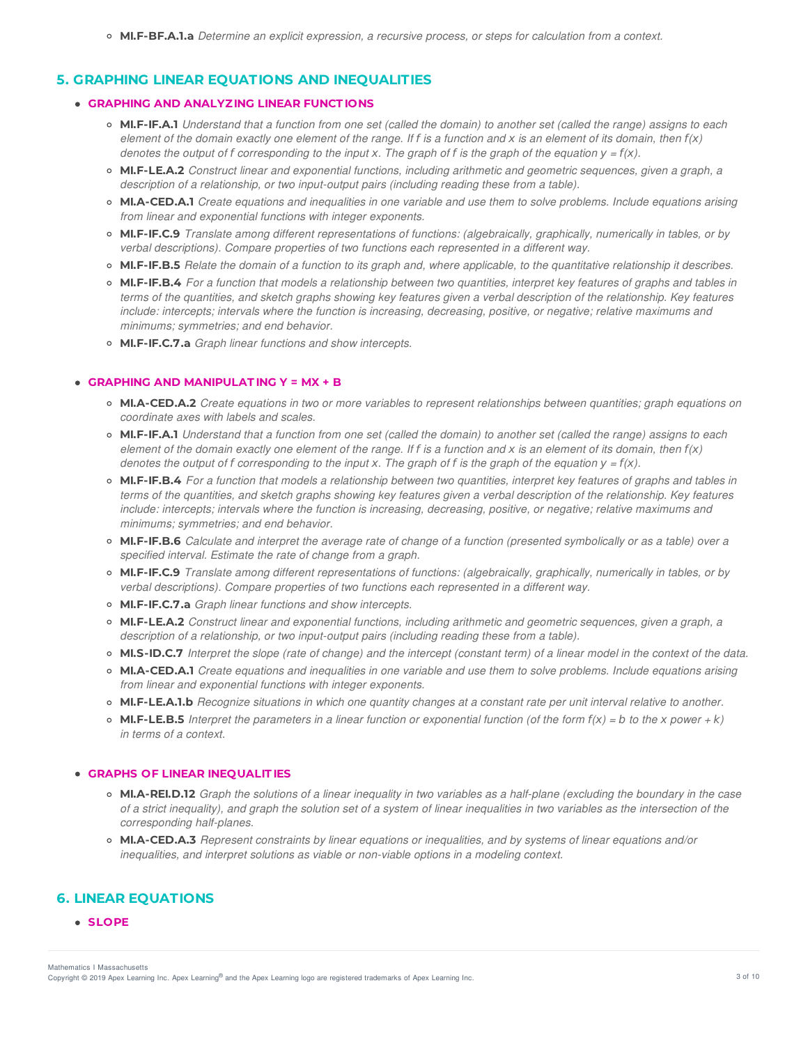- **MI.F-BF.A.1.a** *Determine an explicit expression, a recursive process, or steps for calculation from a context.*

## 5. GRAPHING LINEAR EQUATIONS AND INEQUALITIES

- **GRAPHING AND ANALYZING LINEAR FUNCTIONS**
  - **MI.F-IF.A.1** *Understand that a function from one set (called the domain) to another set (called the range) assigns to each element of the domain exactly one element of the range. If f is a function and x is an element of its domain, then f(x) denotes the output of f corresponding to the input x. The graph of f is the graph of the equation y = f(x).*
  - **MI.F-LE.A.2** *Construct linear and exponential functions, including arithmetic and geometric sequences, given a graph, a description of a relationship, or two input-output pairs (including reading these from a table).*
  - **MI.A-CED.A.1** *Create equations and inequalities in one variable and use them to solve problems. Include equations arising from linear and exponential functions with integer exponents.*
  - **MI.F-IF.C.9** *Translate among different representations of functions: (algebraically, graphically, numerically in tables, or by verbal descriptions). Compare properties of two functions each represented in a different way.*
  - **MI.F-IF.B.5** *Relate the domain of a function to its graph and, where applicable, to the quantitative relationship it describes.*
  - **MI.F-IF.B.4** *For a function that models a relationship between two quantities, interpret key features of graphs and tables in terms of the quantities, and sketch graphs showing key features given a verbal description of the relationship. Key features include: intercepts; intervals where the function is increasing, decreasing, positive, or negative; relative maximums and minimums; symmetries; and end behavior.*
  - **MI.F-IF.C.7.a** *Graph linear functions and show intercepts.*

- **GRAPHING AND MANIPULATING Y = MX + B**
  - **MI.A-CED.A.2** *Create equations in two or more variables to represent relationships between quantities; graph equations on coordinate axes with labels and scales.*
  - **MI.F-IF.A.1** *Understand that a function from one set (called the domain) to another set (called the range) assigns to each element of the domain exactly one element of the range. If f is a function and x is an element of its domain, then f(x) denotes the output of f corresponding to the input x. The graph of f is the graph of the equation y = f(x).*
  - **MI.F-IF.B.4** *For a function that models a relationship between two quantities, interpret key features of graphs and tables in terms of the quantities, and sketch graphs showing key features given a verbal description of the relationship. Key features include: intercepts; intervals where the function is increasing, decreasing, positive, or negative; relative maximums and minimums; symmetries; and end behavior.*
  - **MI.F-IF.B.6** *Calculate and interpret the average rate of change of a function (presented symbolically or as a table) over a specified interval. Estimate the rate of change from a graph.*
  - **MI.F-IF.C.9** *Translate among different representations of functions: (algebraically, graphically, numerically in tables, or by verbal descriptions). Compare properties of two functions each represented in a different way.*
  - **MI.F-IF.C.7.a** *Graph linear functions and show intercepts.*
  - **MI.F-LE.A.2** *Construct linear and exponential functions, including arithmetic and geometric sequences, given a graph, a description of a relationship, or two input-output pairs (including reading these from a table).*
  - **MI.S-ID.C.7** *Interpret the slope (rate of change) and the intercept (constant term) of a linear model in the context of the data.*
  - **MI.A-CED.A.1** *Create equations and inequalities in one variable and use them to solve problems. Include equations arising from linear and exponential functions with integer exponents.*
  - **MI.F-LE.A.1.b** *Recognize situations in which one quantity changes at a constant rate per unit interval relative to another.*
  - **MI.F-LE.B.5** *Interpret the parameters in a linear function or exponential function (of the form f(x) = b to the x power + k) in terms of a context.*

- **GRAPHS OF LINEAR INEQUALITIES**
  - **MI.A-REI.D.12** *Graph the solutions of a linear inequality in two variables as a half-plane (excluding the boundary in the case of a strict inequality), and graph the solution set of a system of linear inequalities in two variables as the intersection of the corresponding half-planes.*
  - **MI.A-CED.A.3** *Represent constraints by linear equations or inequalities, and by systems of linear equations and/or inequalities, and interpret solutions as viable or non-viable options in a modeling context.*

## 6. LINEAR EQUATIONS

- **SLOPE**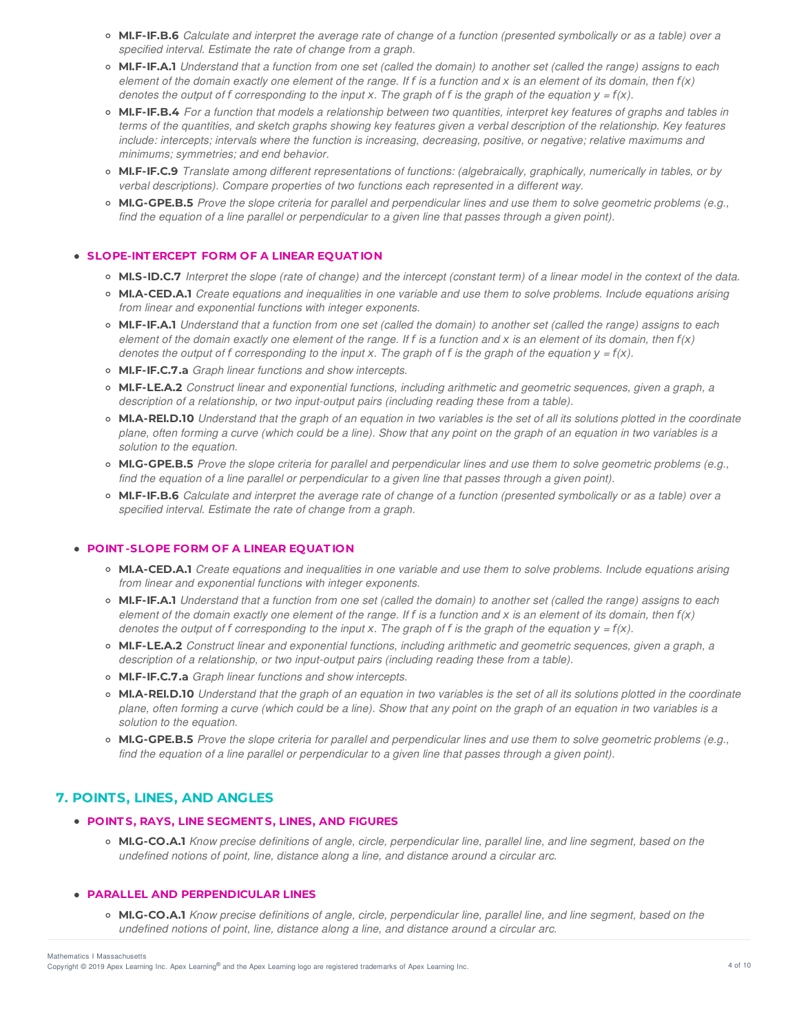- **MI.F-IF.B.6** *Calculate and interpret the average rate of change of a function (presented symbolically or as a table) over a specified interval. Estimate the rate of change from a graph.*
- **MI.F-IF.A.1** *Understand that a function from one set (called the domain) to another set (called the range) assigns to each element of the domain exactly one element of the range. If f is a function and x is an element of its domain, then f(x) denotes the output of f corresponding to the input x. The graph of f is the graph of the equation y = f(x).*
- **MI.F-IF.B.4** *For a function that models a relationship between two quantities, interpret key features of graphs and tables in terms of the quantities, and sketch graphs showing key features given a verbal description of the relationship. Key features include: intercepts; intervals where the function is increasing, decreasing, positive, or negative; relative maximums and minimums; symmetries; and end behavior.*
- **MI.F-IF.C.9** *Translate among different representations of functions: (algebraically, graphically, numerically in tables, or by verbal descriptions). Compare properties of two functions each represented in a different way.*
- **MI.G-GPE.B.5** *Prove the slope criteria for parallel and perpendicular lines and use them to solve geometric problems (e.g., find the equation of a line parallel or perpendicular to a given line that passes through a given point).*

- **SLOPE-INTERCEPT FORM OF A LINEAR EQUATION**
  - **MI.S-ID.C.7** *Interpret the slope (rate of change) and the intercept (constant term) of a linear model in the context of the data.*
  - **MI.A-CED.A.1** *Create equations and inequalities in one variable and use them to solve problems. Include equations arising from linear and exponential functions with integer exponents.*
  - **MI.F-IF.A.1** *Understand that a function from one set (called the domain) to another set (called the range) assigns to each element of the domain exactly one element of the range. If f is a function and x is an element of its domain, then f(x) denotes the output of f corresponding to the input x. The graph of f is the graph of the equation y = f(x).*
  - **MI.F-IF.C.7.a** *Graph linear functions and show intercepts.*
  - **MI.F-LE.A.2** *Construct linear and exponential functions, including arithmetic and geometric sequences, given a graph, a description of a relationship, or two input-output pairs (including reading these from a table).*
  - **MI.A-REI.D.10** *Understand that the graph of an equation in two variables is the set of all its solutions plotted in the coordinate plane, often forming a curve (which could be a line). Show that any point on the graph of an equation in two variables is a solution to the equation.*
  - **MI.G-GPE.B.5** *Prove the slope criteria for parallel and perpendicular lines and use them to solve geometric problems (e.g., find the equation of a line parallel or perpendicular to a given line that passes through a given point).*
  - **MI.F-IF.B.6** *Calculate and interpret the average rate of change of a function (presented symbolically or as a table) over a specified interval. Estimate the rate of change from a graph.*

- **POINT-SLOPE FORM OF A LINEAR EQUATION**
  - **MI.A-CED.A.1** *Create equations and inequalities in one variable and use them to solve problems. Include equations arising from linear and exponential functions with integer exponents.*
  - **MI.F-IF.A.1** *Understand that a function from one set (called the domain) to another set (called the range) assigns to each element of the domain exactly one element of the range. If f is a function and x is an element of its domain, then f(x) denotes the output of f corresponding to the input x. The graph of f is the graph of the equation y = f(x).*
  - **MI.F-LE.A.2** *Construct linear and exponential functions, including arithmetic and geometric sequences, given a graph, a description of a relationship, or two input-output pairs (including reading these from a table).*
  - **MI.F-IF.C.7.a** *Graph linear functions and show intercepts.*
  - **MI.A-REI.D.10** *Understand that the graph of an equation in two variables is the set of all its solutions plotted in the coordinate plane, often forming a curve (which could be a line). Show that any point on the graph of an equation in two variables is a solution to the equation.*
  - **MI.G-GPE.B.5** *Prove the slope criteria for parallel and perpendicular lines and use them to solve geometric problems (e.g., find the equation of a line parallel or perpendicular to a given line that passes through a given point).*

## 7. POINTS, LINES, AND ANGLES

- **POINTS, RAYS, LINE SEGMENTS, LINES, AND FIGURES**
  - **MI.G-CO.A.1** *Know precise definitions of angle, circle, perpendicular line, parallel line, and line segment, based on the undefined notions of point, line, distance along a line, and distance around a circular arc.*

- **PARALLEL AND PERPENDICULAR LINES**
  - **MI.G-CO.A.1** *Know precise definitions of angle, circle, perpendicular line, parallel line, and line segment, based on the undefined notions of point, line, distance along a line, and distance around a circular arc.*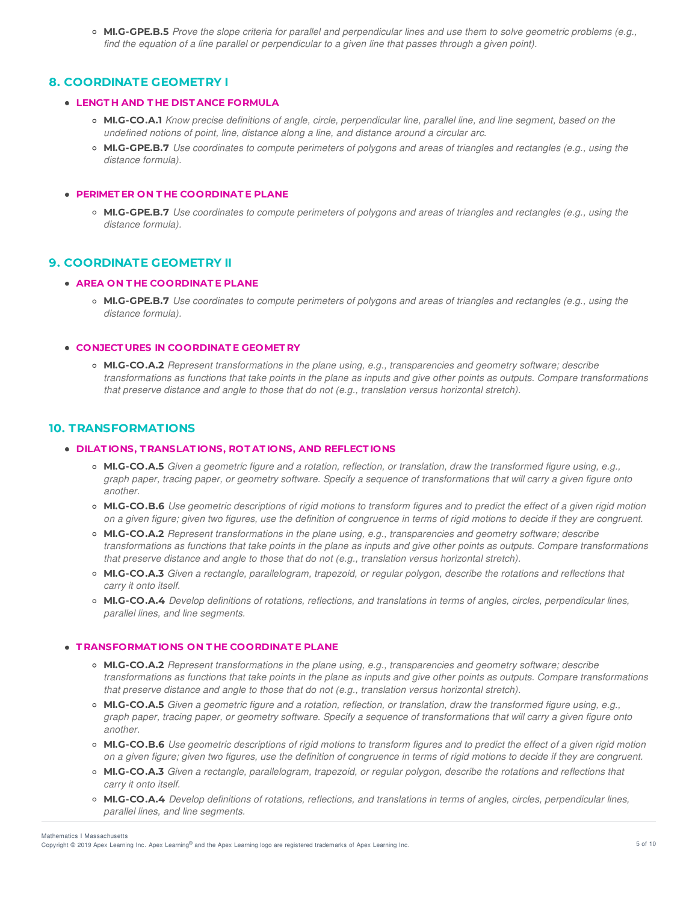- **MI.G-GPE.B.5** *Prove the slope criteria for parallel and perpendicular lines and use them to solve geometric problems (e.g., find the equation of a line parallel or perpendicular to a given line that passes through a given point).*

## 8. COORDINATE GEOMETRY I

- **LENGTH AND THE DISTANCE FORMULA**
  - **MI.G-CO.A.1** *Know precise definitions of angle, circle, perpendicular line, parallel line, and line segment, based on the undefined notions of point, line, distance along a line, and distance around a circular arc.*
  - **MI.G-GPE.B.7** *Use coordinates to compute perimeters of polygons and areas of triangles and rectangles (e.g., using the distance formula).*

- **PERIMETER ON THE COORDINATE PLANE**
  - **MI.G-GPE.B.7** *Use coordinates to compute perimeters of polygons and areas of triangles and rectangles (e.g., using the distance formula).*

## 9. COORDINATE GEOMETRY II

- **AREA ON THE COORDINATE PLANE**
  - **MI.G-GPE.B.7** *Use coordinates to compute perimeters of polygons and areas of triangles and rectangles (e.g., using the distance formula).*

- **CONJECTURES IN COORDINATE GEOMETRY**
  - **MI.G-CO.A.2** *Represent transformations in the plane using, e.g., transparencies and geometry software; describe transformations as functions that take points in the plane as inputs and give other points as outputs. Compare transformations that preserve distance and angle to those that do not (e.g., translation versus horizontal stretch).*

## 10. TRANSFORMATIONS

- **DILATIONS, TRANSLATIONS, ROTATIONS, AND REFLECTIONS**
  - **MI.G-CO.A.5** *Given a geometric figure and a rotation, reflection, or translation, draw the transformed figure using, e.g., graph paper, tracing paper, or geometry software. Specify a sequence of transformations that will carry a given figure onto another.*
  - **MI.G-CO.B.6** *Use geometric descriptions of rigid motions to transform figures and to predict the effect of a given rigid motion on a given figure; given two figures, use the definition of congruence in terms of rigid motions to decide if they are congruent.*
  - **MI.G-CO.A.2** *Represent transformations in the plane using, e.g., transparencies and geometry software; describe transformations as functions that take points in the plane as inputs and give other points as outputs. Compare transformations that preserve distance and angle to those that do not (e.g., translation versus horizontal stretch).*
  - **MI.G-CO.A.3** *Given a rectangle, parallelogram, trapezoid, or regular polygon, describe the rotations and reflections that carry it onto itself.*
  - **MI.G-CO.A.4** *Develop definitions of rotations, reflections, and translations in terms of angles, circles, perpendicular lines, parallel lines, and line segments.*

- **TRANSFORMATIONS ON THE COORDINATE PLANE**
  - **MI.G-CO.A.2** *Represent transformations in the plane using, e.g., transparencies and geometry software; describe transformations as functions that take points in the plane as inputs and give other points as outputs. Compare transformations that preserve distance and angle to those that do not (e.g., translation versus horizontal stretch).*
  - **MI.G-CO.A.5** *Given a geometric figure and a rotation, reflection, or translation, draw the transformed figure using, e.g., graph paper, tracing paper, or geometry software. Specify a sequence of transformations that will carry a given figure onto another.*
  - **MI.G-CO.B.6** *Use geometric descriptions of rigid motions to transform figures and to predict the effect of a given rigid motion on a given figure; given two figures, use the definition of congruence in terms of rigid motions to decide if they are congruent.*
  - **MI.G-CO.A.3** *Given a rectangle, parallelogram, trapezoid, or regular polygon, describe the rotations and reflections that carry it onto itself.*
  - **MI.G-CO.A.4** *Develop definitions of rotations, reflections, and translations in terms of angles, circles, perpendicular lines, parallel lines, and line segments.*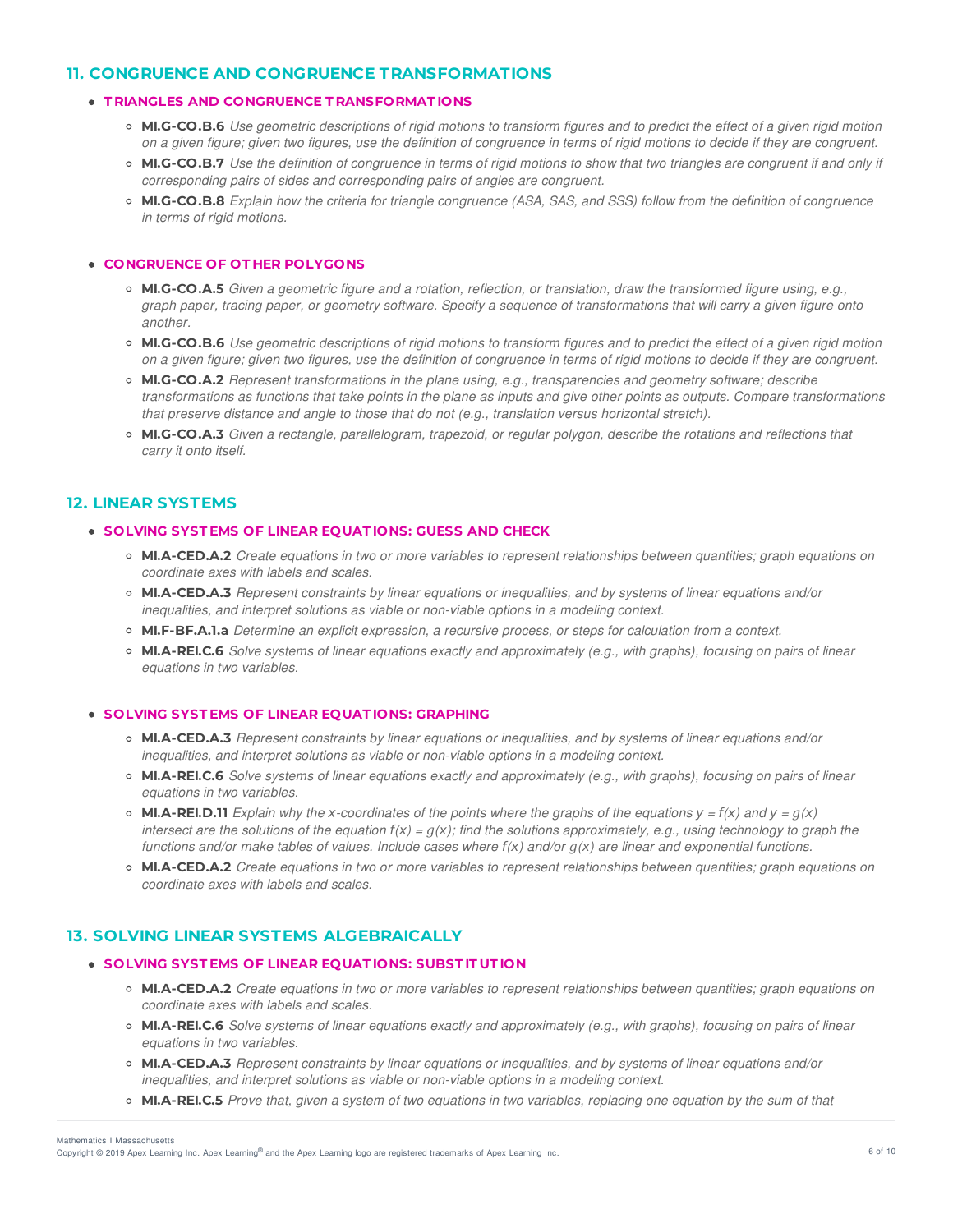## 11. CONGRUENCE AND CONGRUENCE TRANSFORMATIONS

- **TRIANGLES AND CONGRUENCE TRANSFORMATIONS**
  - **MI.G-CO.B.6** *Use geometric descriptions of rigid motions to transform figures and to predict the effect of a given rigid motion on a given figure; given two figures, use the definition of congruence in terms of rigid motions to decide if they are congruent.*
  - **MI.G-CO.B.7** *Use the definition of congruence in terms of rigid motions to show that two triangles are congruent if and only if corresponding pairs of sides and corresponding pairs of angles are congruent.*
  - **MI.G-CO.B.8** *Explain how the criteria for triangle congruence (ASA, SAS, and SSS) follow from the definition of congruence in terms of rigid motions.*

- **CONGRUENCE OF OTHER POLYGONS**
  - **MI.G-CO.A.5** *Given a geometric figure and a rotation, reflection, or translation, draw the transformed figure using, e.g., graph paper, tracing paper, or geometry software. Specify a sequence of transformations that will carry a given figure onto another.*
  - **MI.G-CO.B.6** *Use geometric descriptions of rigid motions to transform figures and to predict the effect of a given rigid motion on a given figure; given two figures, use the definition of congruence in terms of rigid motions to decide if they are congruent.*
  - **MI.G-CO.A.2** *Represent transformations in the plane using, e.g., transparencies and geometry software; describe transformations as functions that take points in the plane as inputs and give other points as outputs. Compare transformations that preserve distance and angle to those that do not (e.g., translation versus horizontal stretch).*
  - **MI.G-CO.A.3** *Given a rectangle, parallelogram, trapezoid, or regular polygon, describe the rotations and reflections that carry it onto itself.*

## 12. LINEAR SYSTEMS

- **SOLVING SYSTEMS OF LINEAR EQUATIONS: GUESS AND CHECK**
  - **MI.A-CED.A.2** *Create equations in two or more variables to represent relationships between quantities; graph equations on coordinate axes with labels and scales.*
  - **MI.A-CED.A.3** *Represent constraints by linear equations or inequalities, and by systems of linear equations and/or inequalities, and interpret solutions as viable or non-viable options in a modeling context.*
  - **MI.F-BF.A.1.a** *Determine an explicit expression, a recursive process, or steps for calculation from a context.*
  - **MI.A-REI.C.6** *Solve systems of linear equations exactly and approximately (e.g., with graphs), focusing on pairs of linear equations in two variables.*

- **SOLVING SYSTEMS OF LINEAR EQUATIONS: GRAPHING**
  - **MI.A-CED.A.3** *Represent constraints by linear equations or inequalities, and by systems of linear equations and/or inequalities, and interpret solutions as viable or non-viable options in a modeling context.*
  - **MI.A-REI.C.6** *Solve systems of linear equations exactly and approximately (e.g., with graphs), focusing on pairs of linear equations in two variables.*
  - **MI.A-REI.D.11** *Explain why the x-coordinates of the points where the graphs of the equations $y = f(x)$ and $y = g(x)$ intersect are the solutions of the equation $f(x) = g(x)$; find the solutions approximately, e.g., using technology to graph the functions and/or make tables of values. Include cases where $f(x)$ and/or $g(x)$ are linear and exponential functions.*
  - **MI.A-CED.A.2** *Create equations in two or more variables to represent relationships between quantities; graph equations on coordinate axes with labels and scales.*

## 13. SOLVING LINEAR SYSTEMS ALGEBRAICALLY

- **SOLVING SYSTEMS OF LINEAR EQUATIONS: SUBSTITUTION**
  - **MI.A-CED.A.2** *Create equations in two or more variables to represent relationships between quantities; graph equations on coordinate axes with labels and scales.*
  - **MI.A-REI.C.6** *Solve systems of linear equations exactly and approximately (e.g., with graphs), focusing on pairs of linear equations in two variables.*
  - **MI.A-CED.A.3** *Represent constraints by linear equations or inequalities, and by systems of linear equations and/or inequalities, and interpret solutions as viable or non-viable options in a modeling context.*
  - **MI.A-REI.C.5** *Prove that, given a system of two equations in two variables, replacing one equation by the sum of that*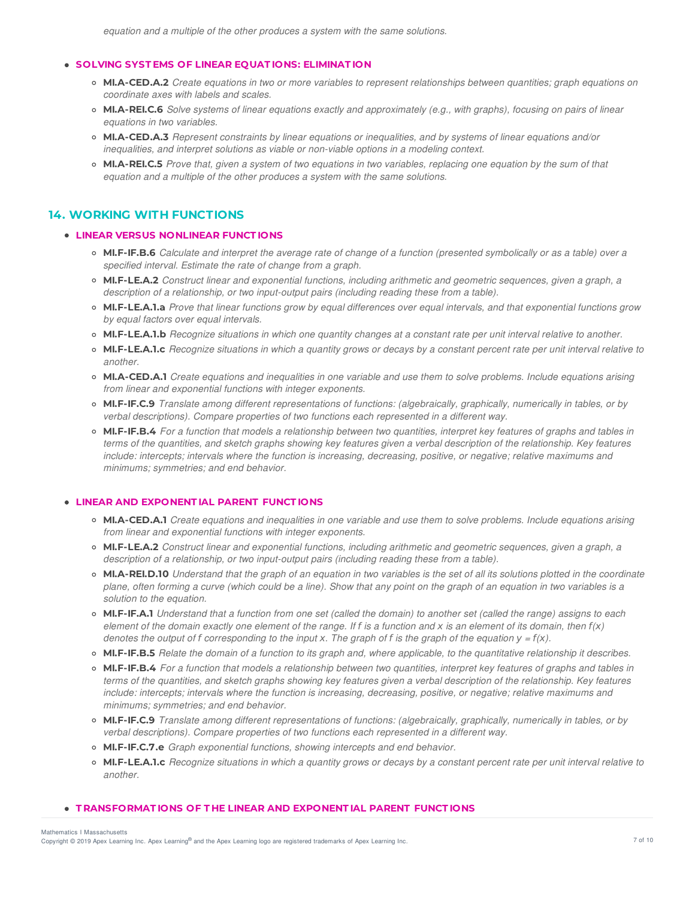*equation and a multiple of the other produces a system with the same solutions.*

- **SOLVING SYSTEMS OF LINEAR EQUATIONS: ELIMINATION**
  - **MI.A-CED.A.2** *Create equations in two or more variables to represent relationships between quantities; graph equations on coordinate axes with labels and scales.*
  - **MI.A-REI.C.6** *Solve systems of linear equations exactly and approximately (e.g., with graphs), focusing on pairs of linear equations in two variables.*
  - **MI.A-CED.A.3** *Represent constraints by linear equations or inequalities, and by systems of linear equations and/or inequalities, and interpret solutions as viable or non-viable options in a modeling context.*
  - **MI.A-REI.C.5** *Prove that, given a system of two equations in two variables, replacing one equation by the sum of that equation and a multiple of the other produces a system with the same solutions.*

## 14. WORKING WITH FUNCTIONS

- **LINEAR VERSUS NONLINEAR FUNCTIONS**
  - **MI.F-IF.B.6** *Calculate and interpret the average rate of change of a function (presented symbolically or as a table) over a specified interval. Estimate the rate of change from a graph.*
  - **MI.F-LE.A.2** *Construct linear and exponential functions, including arithmetic and geometric sequences, given a graph, a description of a relationship, or two input-output pairs (including reading these from a table).*
  - **MI.F-LE.A.1.a** *Prove that linear functions grow by equal differences over equal intervals, and that exponential functions grow by equal factors over equal intervals.*
  - **MI.F-LE.A.1.b** *Recognize situations in which one quantity changes at a constant rate per unit interval relative to another.*
  - **MI.F-LE.A.1.c** *Recognize situations in which a quantity grows or decays by a constant percent rate per unit interval relative to another.*
  - **MI.A-CED.A.1** *Create equations and inequalities in one variable and use them to solve problems. Include equations arising from linear and exponential functions with integer exponents.*
  - **MI.F-IF.C.9** *Translate among different representations of functions: (algebraically, graphically, numerically in tables, or by verbal descriptions). Compare properties of two functions each represented in a different way.*
  - **MI.F-IF.B.4** *For a function that models a relationship between two quantities, interpret key features of graphs and tables in terms of the quantities, and sketch graphs showing key features given a verbal description of the relationship. Key features include: intercepts; intervals where the function is increasing, decreasing, positive, or negative; relative maximums and minimums; symmetries; and end behavior.*

- **LINEAR AND EXPONENTIAL PARENT FUNCTIONS**
  - **MI.A-CED.A.1** *Create equations and inequalities in one variable and use them to solve problems. Include equations arising from linear and exponential functions with integer exponents.*
  - **MI.F-LE.A.2** *Construct linear and exponential functions, including arithmetic and geometric sequences, given a graph, a description of a relationship, or two input-output pairs (including reading these from a table).*
  - **MI.A-REI.D.10** *Understand that the graph of an equation in two variables is the set of all its solutions plotted in the coordinate plane, often forming a curve (which could be a line). Show that any point on the graph of an equation in two variables is a solution to the equation.*
  - **MI.F-IF.A.1** *Understand that a function from one set (called the domain) to another set (called the range) assigns to each element of the domain exactly one element of the range. If f is a function and x is an element of its domain, then $f(x)$ denotes the output of f corresponding to the input x. The graph of f is the graph of the equation $y = f(x)$.*
  - **MI.F-IF.B.5** *Relate the domain of a function to its graph and, where applicable, to the quantitative relationship it describes.*
  - **MI.F-IF.B.4** *For a function that models a relationship between two quantities, interpret key features of graphs and tables in terms of the quantities, and sketch graphs showing key features given a verbal description of the relationship. Key features include: intercepts; intervals where the function is increasing, decreasing, positive, or negative; relative maximums and minimums; symmetries; and end behavior.*
  - **MI.F-IF.C.9** *Translate among different representations of functions: (algebraically, graphically, numerically in tables, or by verbal descriptions). Compare properties of two functions each represented in a different way.*
  - **MI.F-IF.C.7.e** *Graph exponential functions, showing intercepts and end behavior.*
  - **MI.F-LE.A.1.c** *Recognize situations in which a quantity grows or decays by a constant percent rate per unit interval relative to another.*

- **TRANSFORMATIONS OF THE LINEAR AND EXPONENTIAL PARENT FUNCTIONS**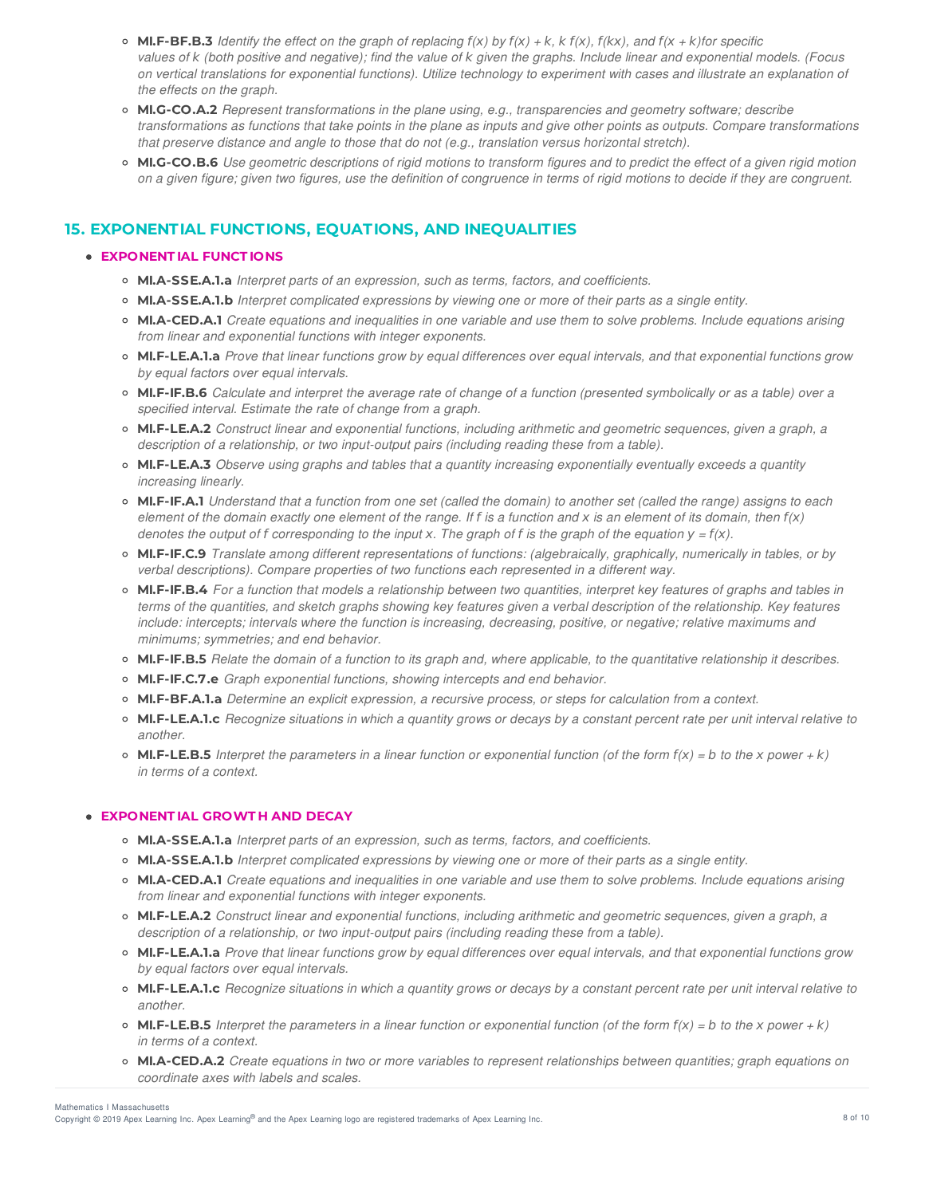- **MI.F-BF.B.3** *Identify the effect on the graph of replacing $f(x)$ by $f(x) + k$, $k\,f(x)$, $f(kx)$, and $f(x + k)$ for specific values of k (both positive and negative); find the value of k given the graphs. Include linear and exponential models. (Focus on vertical translations for exponential functions). Utilize technology to experiment with cases and illustrate an explanation of the effects on the graph.*
- **MI.G-CO.A.2** *Represent transformations in the plane using, e.g., transparencies and geometry software; describe transformations as functions that take points in the plane as inputs and give other points as outputs. Compare transformations that preserve distance and angle to those that do not (e.g., translation versus horizontal stretch).*
- **MI.G-CO.B.6** *Use geometric descriptions of rigid motions to transform figures and to predict the effect of a given rigid motion on a given figure; given two figures, use the definition of congruence in terms of rigid motions to decide if they are congruent.*

## 15. EXPONENTIAL FUNCTIONS, EQUATIONS, AND INEQUALITIES

- **EXPONENTIAL FUNCTIONS**
  - **MI.A-SSE.A.1.a** *Interpret parts of an expression, such as terms, factors, and coefficients.*
  - **MI.A-SSE.A.1.b** *Interpret complicated expressions by viewing one or more of their parts as a single entity.*
  - **MI.A-CED.A.1** *Create equations and inequalities in one variable and use them to solve problems. Include equations arising from linear and exponential functions with integer exponents.*
  - **MI.F-LE.A.1.a** *Prove that linear functions grow by equal differences over equal intervals, and that exponential functions grow by equal factors over equal intervals.*
  - **MI.F-IF.B.6** *Calculate and interpret the average rate of change of a function (presented symbolically or as a table) over a specified interval. Estimate the rate of change from a graph.*
  - **MI.F-LE.A.2** *Construct linear and exponential functions, including arithmetic and geometric sequences, given a graph, a description of a relationship, or two input-output pairs (including reading these from a table).*
  - **MI.F-LE.A.3** *Observe using graphs and tables that a quantity increasing exponentially eventually exceeds a quantity increasing linearly.*
  - **MI.F-IF.A.1** *Understand that a function from one set (called the domain) to another set (called the range) assigns to each element of the domain exactly one element of the range. If f is a function and x is an element of its domain, then $f(x)$ denotes the output of f corresponding to the input x. The graph of f is the graph of the equation $y = f(x)$.*
  - **MI.F-IF.C.9** *Translate among different representations of functions: (algebraically, graphically, numerically in tables, or by verbal descriptions). Compare properties of two functions each represented in a different way.*
  - **MI.F-IF.B.4** *For a function that models a relationship between two quantities, interpret key features of graphs and tables in terms of the quantities, and sketch graphs showing key features given a verbal description of the relationship. Key features include: intercepts; intervals where the function is increasing, decreasing, positive, or negative; relative maximums and minimums; symmetries; and end behavior.*
  - **MI.F-IF.B.5** *Relate the domain of a function to its graph and, where applicable, to the quantitative relationship it describes.*
  - **MI.F-IF.C.7.e** *Graph exponential functions, showing intercepts and end behavior.*
  - **MI.F-BF.A.1.a** *Determine an explicit expression, a recursive process, or steps for calculation from a context.*
  - **MI.F-LE.A.1.c** *Recognize situations in which a quantity grows or decays by a constant percent rate per unit interval relative to another.*
  - **MI.F-LE.B.5** *Interpret the parameters in a linear function or exponential function (of the form $f(x)$ = b to the x power + k) in terms of a context.*

- **EXPONENTIAL GROWTH AND DECAY**
  - **MI.A-SSE.A.1.a** *Interpret parts of an expression, such as terms, factors, and coefficients.*
  - **MI.A-SSE.A.1.b** *Interpret complicated expressions by viewing one or more of their parts as a single entity.*
  - **MI.A-CED.A.1** *Create equations and inequalities in one variable and use them to solve problems. Include equations arising from linear and exponential functions with integer exponents.*
  - **MI.F-LE.A.2** *Construct linear and exponential functions, including arithmetic and geometric sequences, given a graph, a description of a relationship, or two input-output pairs (including reading these from a table).*
  - **MI.F-LE.A.1.a** *Prove that linear functions grow by equal differences over equal intervals, and that exponential functions grow by equal factors over equal intervals.*
  - **MI.F-LE.A.1.c** *Recognize situations in which a quantity grows or decays by a constant percent rate per unit interval relative to another.*
  - **MI.F-LE.B.5** *Interpret the parameters in a linear function or exponential function (of the form $f(x)$ = b to the x power + k) in terms of a context.*
  - **MI.A-CED.A.2** *Create equations in two or more variables to represent relationships between quantities; graph equations on coordinate axes with labels and scales.*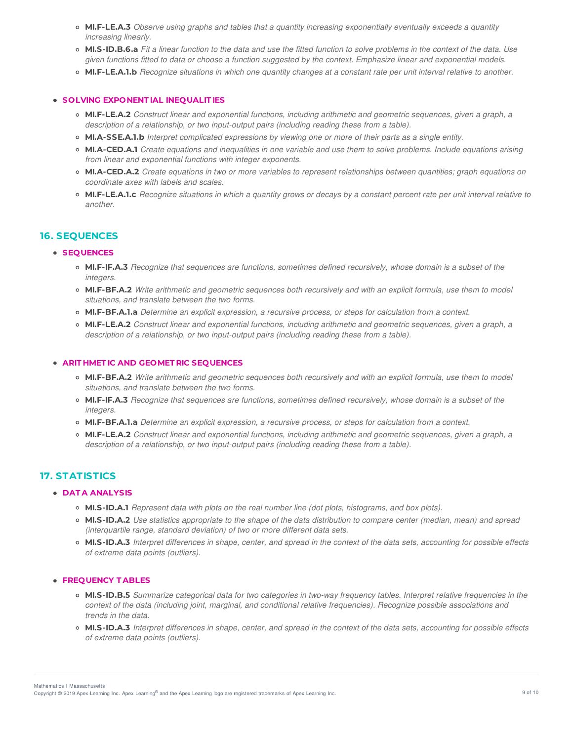- **MI.F-LE.A.3** *Observe using graphs and tables that a quantity increasing exponentially eventually exceeds a quantity increasing linearly.*
- **MI.S-ID.B.6.a** *Fit a linear function to the data and use the fitted function to solve problems in the context of the data. Use given functions fitted to data or choose a function suggested by the context. Emphasize linear and exponential models.*
- **MI.F-LE.A.1.b** *Recognize situations in which one quantity changes at a constant rate per unit interval relative to another.*

- **SOLVING EXPONENTIAL INEQUALITIES**
  - **MI.F-LE.A.2** *Construct linear and exponential functions, including arithmetic and geometric sequences, given a graph, a description of a relationship, or two input-output pairs (including reading these from a table).*
  - **MI.A-SSE.A.1.b** *Interpret complicated expressions by viewing one or more of their parts as a single entity.*
  - **MI.A-CED.A.1** *Create equations and inequalities in one variable and use them to solve problems. Include equations arising from linear and exponential functions with integer exponents.*
  - **MI.A-CED.A.2** *Create equations in two or more variables to represent relationships between quantities; graph equations on coordinate axes with labels and scales.*
  - **MI.F-LE.A.1.c** *Recognize situations in which a quantity grows or decays by a constant percent rate per unit interval relative to another.*

## 16. SEQUENCES

- **SEQUENCES**
  - **MI.F-IF.A.3** *Recognize that sequences are functions, sometimes defined recursively, whose domain is a subset of the integers.*
  - **MI.F-BF.A.2** *Write arithmetic and geometric sequences both recursively and with an explicit formula, use them to model situations, and translate between the two forms.*
  - **MI.F-BF.A.1.a** *Determine an explicit expression, a recursive process, or steps for calculation from a context.*
  - **MI.F-LE.A.2** *Construct linear and exponential functions, including arithmetic and geometric sequences, given a graph, a description of a relationship, or two input-output pairs (including reading these from a table).*

- **ARITHMETIC AND GEOMETRIC SEQUENCES**
  - **MI.F-BF.A.2** *Write arithmetic and geometric sequences both recursively and with an explicit formula, use them to model situations, and translate between the two forms.*
  - **MI.F-IF.A.3** *Recognize that sequences are functions, sometimes defined recursively, whose domain is a subset of the integers.*
  - **MI.F-BF.A.1.a** *Determine an explicit expression, a recursive process, or steps for calculation from a context.*
  - **MI.F-LE.A.2** *Construct linear and exponential functions, including arithmetic and geometric sequences, given a graph, a description of a relationship, or two input-output pairs (including reading these from a table).*

## 17. STATISTICS

- **DATA ANALYSIS**
  - **MI.S-ID.A.1** *Represent data with plots on the real number line (dot plots, histograms, and box plots).*
  - **MI.S-ID.A.2** *Use statistics appropriate to the shape of the data distribution to compare center (median, mean) and spread (interquartile range, standard deviation) of two or more different data sets.*
  - **MI.S-ID.A.3** *Interpret differences in shape, center, and spread in the context of the data sets, accounting for possible effects of extreme data points (outliers).*

- **FREQUENCY TABLES**
  - **MI.S-ID.B.5** *Summarize categorical data for two categories in two-way frequency tables. Interpret relative frequencies in the context of the data (including joint, marginal, and conditional relative frequencies). Recognize possible associations and trends in the data.*
  - **MI.S-ID.A.3** *Interpret differences in shape, center, and spread in the context of the data sets, accounting for possible effects of extreme data points (outliers).*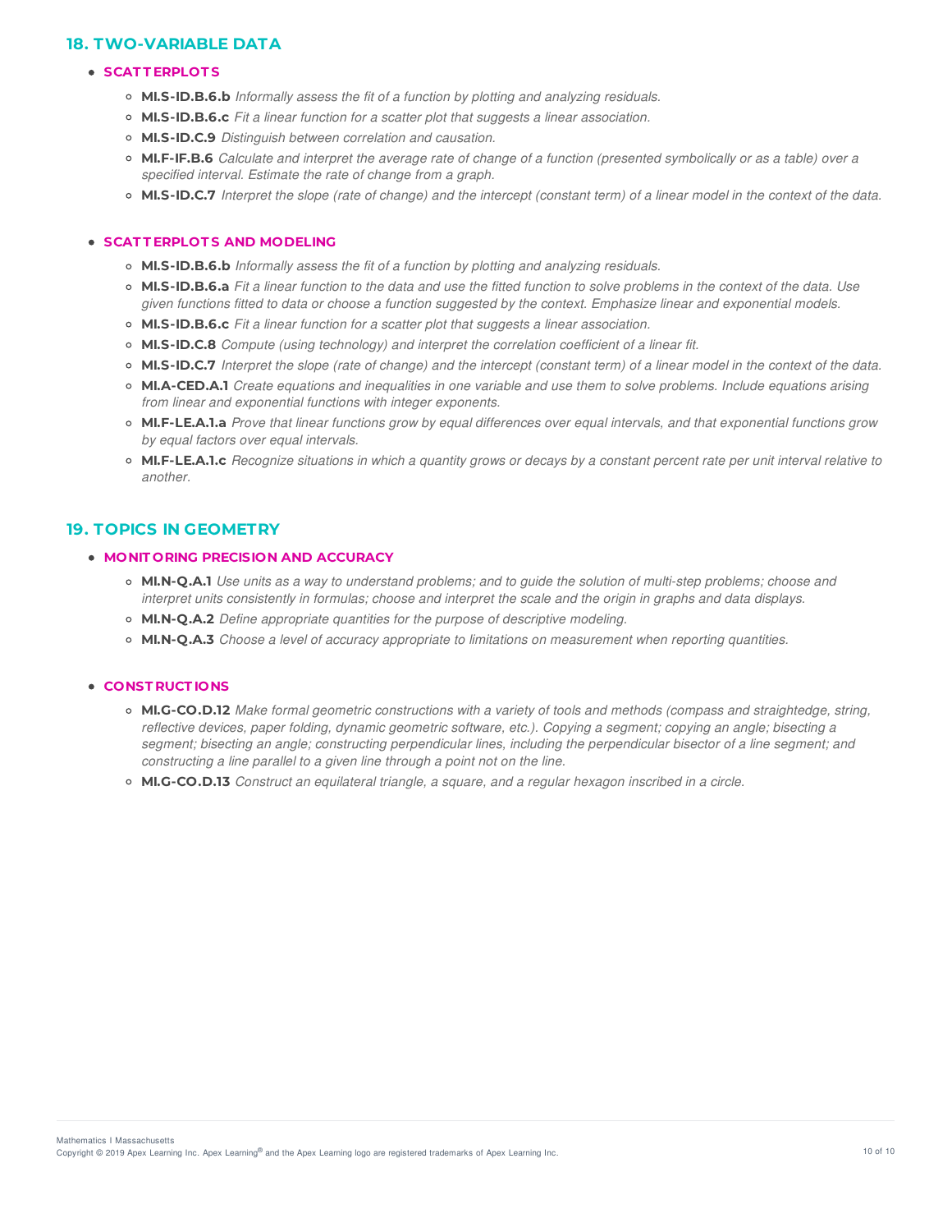## 18. TWO-VARIABLE DATA

- **SCATTERPLOTS**
  - **MI.S-ID.B.6.b** *Informally assess the fit of a function by plotting and analyzing residuals.*
  - **MI.S-ID.B.6.c** *Fit a linear function for a scatter plot that suggests a linear association.*
  - **MI.S-ID.C.9** *Distinguish between correlation and causation.*
  - **MI.F-IF.B.6** *Calculate and interpret the average rate of change of a function (presented symbolically or as a table) over a specified interval. Estimate the rate of change from a graph.*
  - **MI.S-ID.C.7** *Interpret the slope (rate of change) and the intercept (constant term) of a linear model in the context of the data.*

- **SCATTERPLOTS AND MODELING**
  - **MI.S-ID.B.6.b** *Informally assess the fit of a function by plotting and analyzing residuals.*
  - **MI.S-ID.B.6.a** *Fit a linear function to the data and use the fitted function to solve problems in the context of the data. Use given functions fitted to data or choose a function suggested by the context. Emphasize linear and exponential models.*
  - **MI.S-ID.B.6.c** *Fit a linear function for a scatter plot that suggests a linear association.*
  - **MI.S-ID.C.8** *Compute (using technology) and interpret the correlation coefficient of a linear fit.*
  - **MI.S-ID.C.7** *Interpret the slope (rate of change) and the intercept (constant term) of a linear model in the context of the data.*
  - **MI.A-CED.A.1** *Create equations and inequalities in one variable and use them to solve problems. Include equations arising from linear and exponential functions with integer exponents.*
  - **MI.F-LE.A.1.a** *Prove that linear functions grow by equal differences over equal intervals, and that exponential functions grow by equal factors over equal intervals.*
  - **MI.F-LE.A.1.c** *Recognize situations in which a quantity grows or decays by a constant percent rate per unit interval relative to another.*

## 19. TOPICS IN GEOMETRY

- **MONITORING PRECISION AND ACCURACY**
  - **MI.N-Q.A.1** *Use units as a way to understand problems; and to guide the solution of multi-step problems; choose and interpret units consistently in formulas; choose and interpret the scale and the origin in graphs and data displays.*
  - **MI.N-Q.A.2** *Define appropriate quantities for the purpose of descriptive modeling.*
  - **MI.N-Q.A.3** *Choose a level of accuracy appropriate to limitations on measurement when reporting quantities.*

- **CONSTRUCTIONS**
  - **MI.G-CO.D.12** *Make formal geometric constructions with a variety of tools and methods (compass and straightedge, string, reflective devices, paper folding, dynamic geometric software, etc.). Copying a segment; copying an angle; bisecting a segment; bisecting an angle; constructing perpendicular lines, including the perpendicular bisector of a line segment; and constructing a line parallel to a given line through a point not on the line.*
  - **MI.G-CO.D.13** *Construct an equilateral triangle, a square, and a regular hexagon inscribed in a circle.*